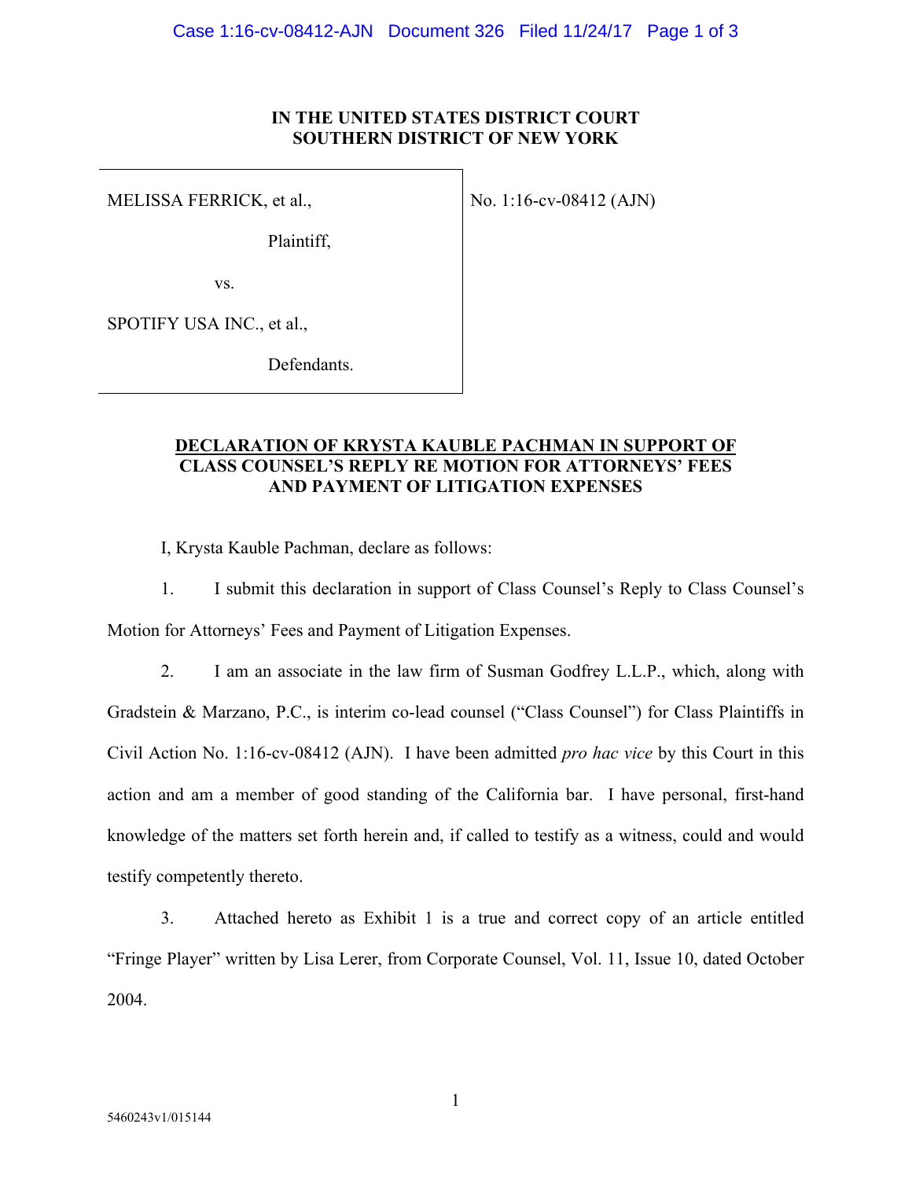**IN THE UNITED STATES DISTRICT COURT**
**SOUTHERN DISTRICT OF NEW YORK**

| | |
|---|---|
| MELISSA FERRICK, et al.,<br><br>Plaintiff,<br><br>vs.<br><br>SPOTIFY USA INC., et al.,<br><br>Defendants. | No. 1:16-cv-08412 (AJN) |

**DECLARATION OF KRYSTA KAUBLE PACHMAN IN SUPPORT OF CLASS COUNSEL'S REPLY RE MOTION FOR ATTORNEYS' FEES AND PAYMENT OF LITIGATION EXPENSES**

I, Krysta Kauble Pachman, declare as follows:

1. I submit this declaration in support of Class Counsel's Reply to Class Counsel's Motion for Attorneys' Fees and Payment of Litigation Expenses.

2. I am an associate in the law firm of Susman Godfrey L.L.P., which, along with Gradstein & Marzano, P.C., is interim co-lead counsel ("Class Counsel") for Class Plaintiffs in Civil Action No. 1:16-cv-08412 (AJN). I have been admitted *pro hac vice* by this Court in this action and am a member of good standing of the California bar. I have personal, first-hand knowledge of the matters set forth herein and, if called to testify as a witness, could and would testify competently thereto.

3. Attached hereto as Exhibit 1 is a true and correct copy of an article entitled "Fringe Player" written by Lisa Lerer, from Corporate Counsel, Vol. 11, Issue 10, dated October 2004.

5460243v1/015144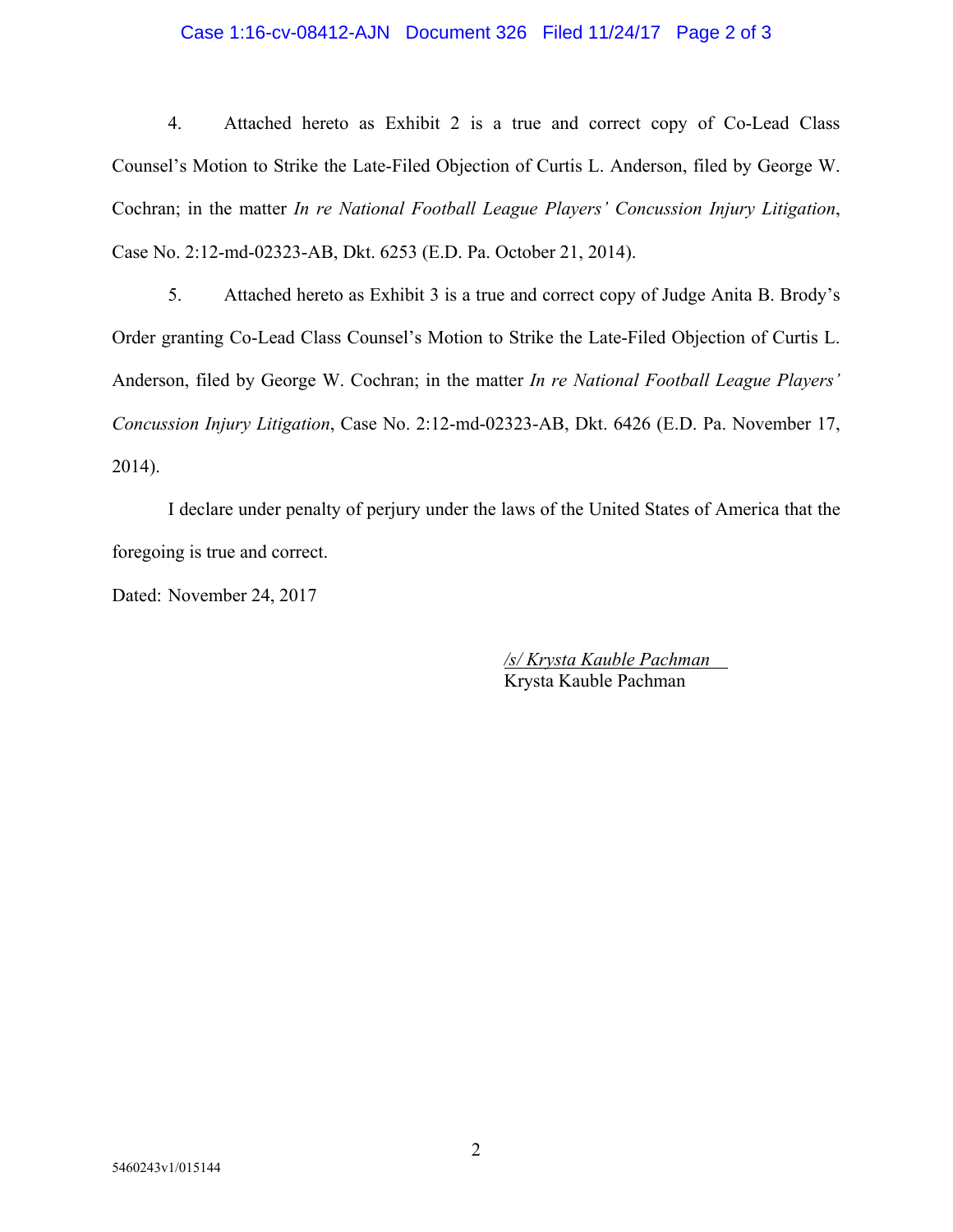4. Attached hereto as Exhibit 2 is a true and correct copy of Co-Lead Class Counsel's Motion to Strike the Late-Filed Objection of Curtis L. Anderson, filed by George W. Cochran; in the matter *In re National Football League Players' Concussion Injury Litigation*, Case No. 2:12-md-02323-AB, Dkt. 6253 (E.D. Pa. October 21, 2014).

5. Attached hereto as Exhibit 3 is a true and correct copy of Judge Anita B. Brody's Order granting Co-Lead Class Counsel's Motion to Strike the Late-Filed Objection of Curtis L. Anderson, filed by George W. Cochran; in the matter *In re National Football League Players' Concussion Injury Litigation*, Case No. 2:12-md-02323-AB, Dkt. 6426 (E.D. Pa. November 17, 2014).

I declare under penalty of perjury under the laws of the United States of America that the foregoing is true and correct.

Dated: November 24, 2017

*/s/ Krysta Kauble Pachman*
Krysta Kauble Pachman

5460243v1/015144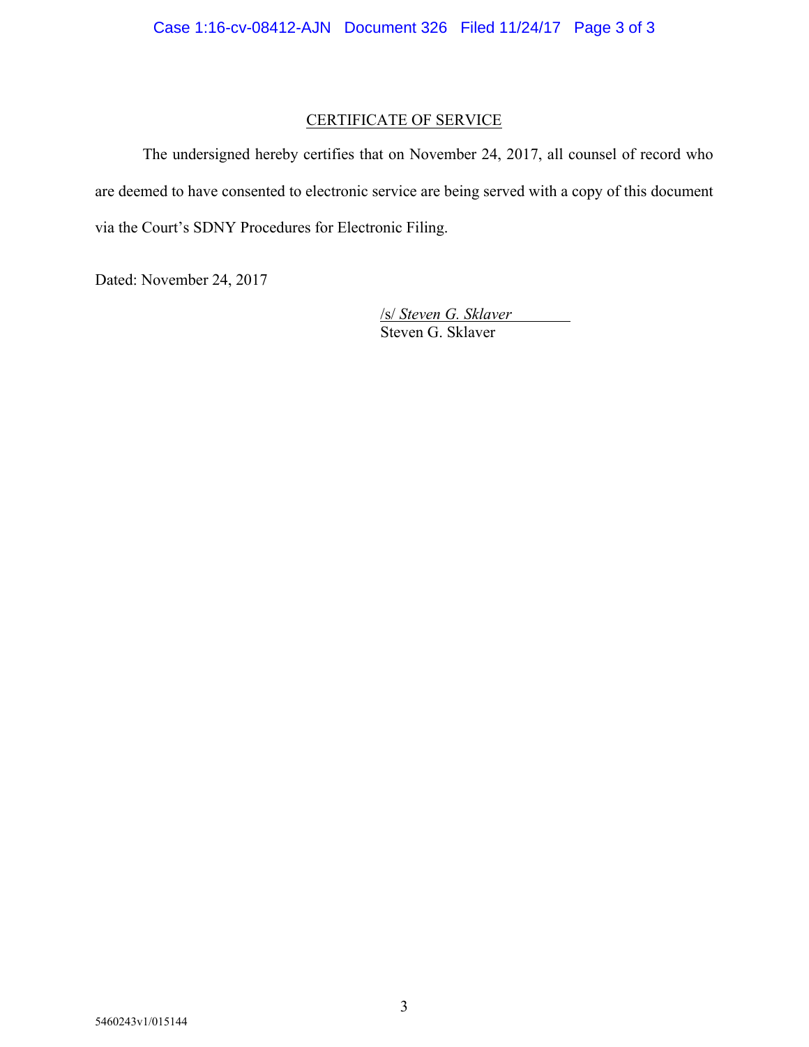## CERTIFICATE OF SERVICE

The undersigned hereby certifies that on November 24, 2017, all counsel of record who are deemed to have consented to electronic service are being served with a copy of this document via the Court's SDNY Procedures for Electronic Filing.

Dated: November 24, 2017

/s/ *Steven G. Sklaver*
Steven G. Sklaver

5460243v1/015144